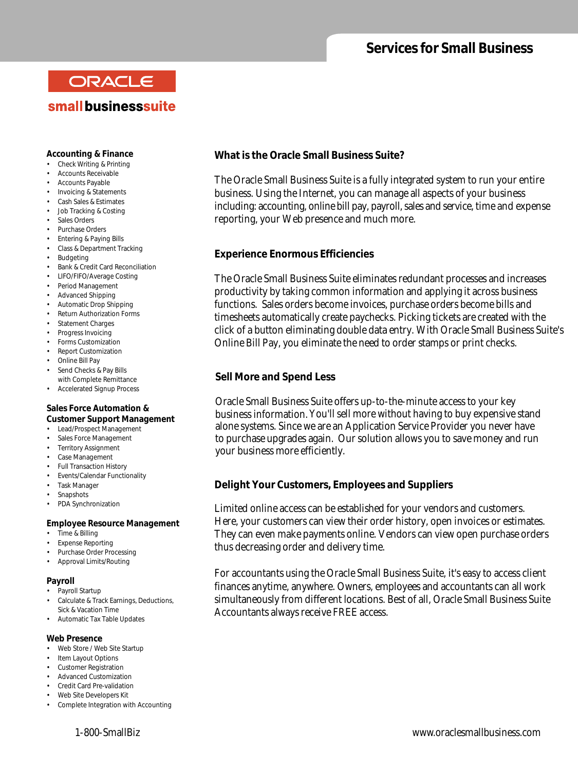# Services for Small Business

**ORACLE**

**small business suite**

## What is the Oracle Small Business Suite?

The Oracle Small Business Suite is a fully integrated system to run your entire business. Using the Internet, you can manage all aspects of your business including: accounting, online bill pay, payroll, sales and service, time and expense reporting, your Web presence and much more.

## Experience Enormous Efficiencies

The Oracle Small Business Suite eliminates redundant processes and increases productivity by taking common information and applying it across business functions. Sales orders become invoices, purchase orders become bills and timesheets automatically create paychecks. Picking tickets are created with the click of a button eliminating double data entry. With Oracle Small Business Suite's Online Bill Pay, you eliminate the need to order stamps or print checks.

## Sell More and Spend Less

Oracle Small Business Suite offers up-to-the-minute access to your key business information. You'll sell more without having to buy expensive stand alone systems. Since we are an Application Service Provider you never have to purchase upgrades again. Our solution allows you to save money and run your business more efficiently.

## Delight Your Customers, Employees and Suppliers

Limited online access can be established for your vendors and customers. Here, your customers can view their order history, open invoices or estimates. They can even make payments online. Vendors can view open purchase orders thus decreasing order and delivery time.

For accountants using the Oracle Small Business Suite, it's easy to access client finances anytime, anywhere. Owners, employees and accountants can all work simultaneously from different locations. Best of all, Oracle Small Business Suite Accountants always receive FREE access.

### Accounting & Finance

- Check Writing & Printing
- Accounts Receivable
- Accounts Payable
- Invoicing & Statements
- Cash Sales & Estimates
- Job Tracking & Costing
- Sales Orders
- Purchase Orders
- Entering & Paying Bills
- Class & Department Tracking
- Budgeting
- Bank & Credit Card Reconciliation
- LIFO/FIFO/Average Costing
- Period Management
- Advanced Shipping
- Automatic Drop Shipping
- Return Authorization Forms
- Statement Charges
- Progress Invoicing
- Forms Customization
- Report Customization
- Online Bill Pay
- Send Checks & Pay Bills with Complete Remittance
- Accelerated Signup Process

### Sales Force Automation & Customer Support Management

- Lead/Prospect Management
- Sales Force Management
- Territory Assignment
- Case Management
- Full Transaction History
- Events/Calendar Functionality
- Task Manager
- Snapshots
- PDA Synchronization

### Employee Resource Management

- Time & Billing
- Expense Reporting
- Purchase Order Processing
- Approval Limits/Routing

### Payroll

- Payroll Startup
- Calculate & Track Earnings, Deductions, Sick & Vacation Time
- Automatic Tax Table Updates

### Web Presence

- Web Store / Web Site Startup
- Item Layout Options
- Customer Registration
- Advanced Customization
- Credit Card Pre-validation
- Web Site Developers Kit
- Complete Integration with Accounting

1-800-SmallBiz

www.oraclesmallbusiness.com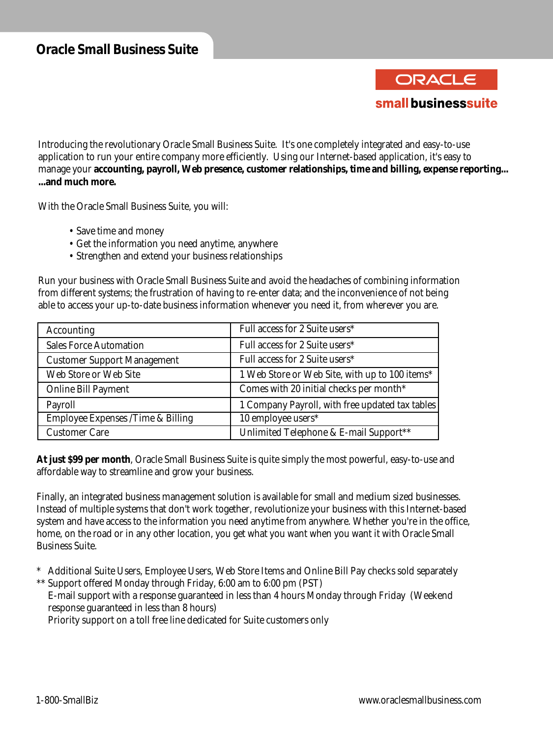# Oracle Small Business Suite

ORACLE
small businesssuite

Introducing the revolutionary Oracle Small Business Suite. It's one completely integrated and easy-to-use application to run your entire company more efficiently. Using our Internet-based application, it's easy to manage your **accounting, payroll, Web presence, customer relationships, time and billing, expense reporting... ...and much more.**

With the Oracle Small Business Suite, you will:

- Save time and money
- Get the information you need anytime, anywhere
- Strengthen and extend your business relationships

Run your business with Oracle Small Business Suite and avoid the headaches of combining information from different systems; the frustration of having to re-enter data; and the inconvenience of not being able to access your up-to-date business information whenever you need it, from wherever you are.

| | |
|---|---|
| Accounting | Full access for 2 Suite users* |
| Sales Force Automation | Full access for 2 Suite users* |
| Customer Support Management | Full access for 2 Suite users* |
| Web Store or Web Site | 1 Web Store or Web Site, with up to 100 items* |
| Online Bill Payment | Comes with 20 initial checks per month* |
| Payroll | 1 Company Payroll, with free updated tax tables |
| Employee Expenses /Time & Billing | 10 employee users* |
| Customer Care | Unlimited Telephone & E-mail Support** |

**At just $99 per month**, Oracle Small Business Suite is quite simply the most powerful, easy-to-use and affordable way to streamline and grow your business.

Finally, an integrated business management solution is available for small and medium sized businesses. Instead of multiple systems that don't work together, revolutionize your business with this Internet-based system and have access to the information you need anytime from anywhere. Whether you're in the office, home, on the road or in any other location, you get what you want when you want it with Oracle Small Business Suite.

\* Additional Suite Users, Employee Users, Web Store Items and Online Bill Pay checks sold separately

** Support offered Monday through Friday, 6:00 am to 6:00 pm (PST)
E-mail support with a response guaranteed in less than 4 hours Monday through Friday (Weekend response guaranteed in less than 8 hours)
Priority support on a toll free line dedicated for Suite customers only

1-800-SmallBiz www.oraclesmallbusiness.com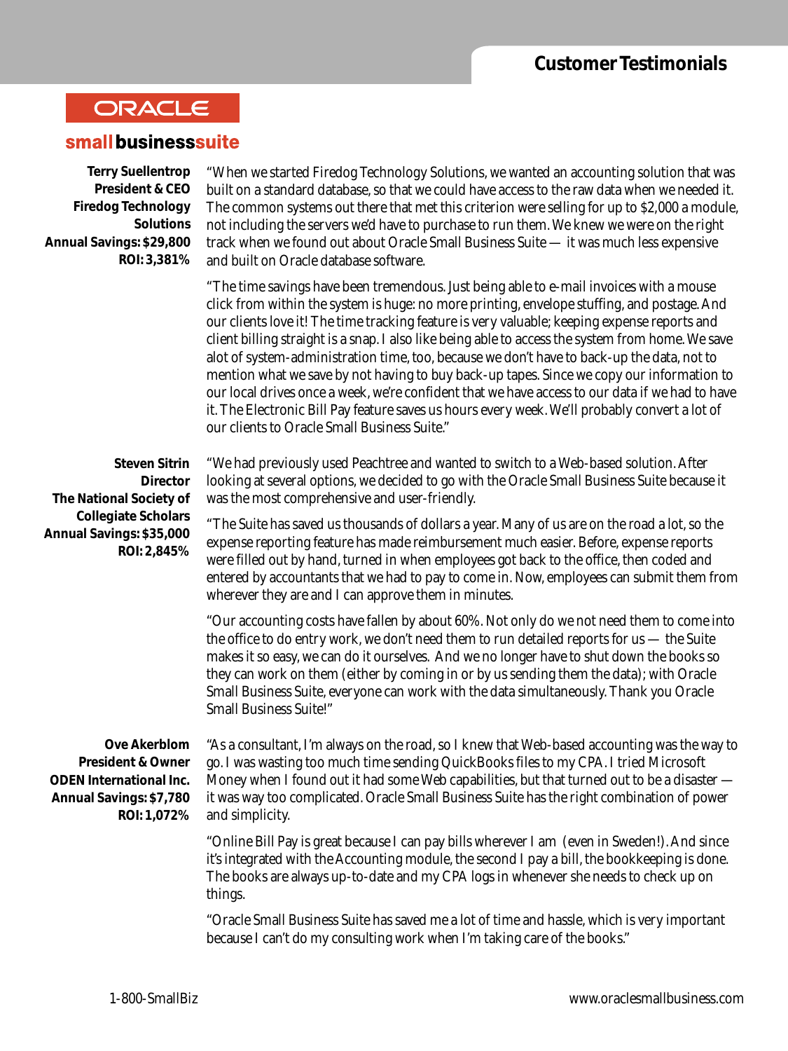## Customer Testimonials

**ORACLE**

**small business suite**

**Terry Suellentrop**
**President & CEO**
**Firedog Technology Solutions**
**Annual Savings: $29,800**
**ROI: 3,381%**

"When we started Firedog Technology Solutions, we wanted an accounting solution that was built on a standard database, so that we could have access to the raw data when we needed it. The common systems out there that met this criterion were selling for up to $2,000 a module, not including the servers we'd have to purchase to run them. We knew we were on the right track when we found out about Oracle Small Business Suite — it was much less expensive and built on Oracle database software.

"The time savings have been tremendous. Just being able to e-mail invoices with a mouse click from within the system is huge: no more printing, envelope stuffing, and postage. And our clients love it! The time tracking feature is very valuable; keeping expense reports and client billing straight is a snap. I also like being able to access the system from home. We save alot of system-administration time, too, because we don't have to back-up the data, not to mention what we save by not having to buy back-up tapes. Since we copy our information to our local drives once a week, we're confident that we have access to our data if we had to have it. The Electronic Bill Pay feature saves us hours every week. We'll probably convert a lot of our clients to Oracle Small Business Suite."

**Steven Sitrin**
**Director**
**The National Society of Collegiate Scholars**
**Annual Savings: $35,000**
**ROI: 2,845%**

"We had previously used Peachtree and wanted to switch to a Web-based solution. After looking at several options, we decided to go with the Oracle Small Business Suite because it was the most comprehensive and user-friendly.

"The Suite has saved us thousands of dollars a year. Many of us are on the road a lot, so the expense reporting feature has made reimbursement much easier. Before, expense reports were filled out by hand, turned in when employees got back to the office, then coded and entered by accountants that we had to pay to come in. Now, employees can submit them from wherever they are and I can approve them in minutes.

"Our accounting costs have fallen by about 60%. Not only do we not need them to come into the office to do entry work, we don't need them to run detailed reports for us — the Suite makes it so easy, we can do it ourselves. And we no longer have to shut down the books so they can work on them (either by coming in or by us sending them the data); with Oracle Small Business Suite, everyone can work with the data simultaneously. Thank you Oracle Small Business Suite!"

**Ove Akerblom**
**President & Owner**
**ODEN International Inc.**
**Annual Savings: $7,780**
**ROI: 1,072%**

"As a consultant, I'm always on the road, so I knew that Web-based accounting was the way to go. I was wasting too much time sending QuickBooks files to my CPA. I tried Microsoft Money when I found out it had some Web capabilities, but that turned out to be a disaster — it was way too complicated. Oracle Small Business Suite has the right combination of power and simplicity.

"Online Bill Pay is great because I can pay bills wherever I am (even in Sweden!). And since it's integrated with the Accounting module, the second I pay a bill, the bookkeeping is done. The books are always up-to-date and my CPA logs in whenever she needs to check up on things.

"Oracle Small Business Suite has saved me a lot of time and hassle, which is very important because I can't do my consulting work when I'm taking care of the books."

1-800-SmallBiz www.oraclesmallbusiness.com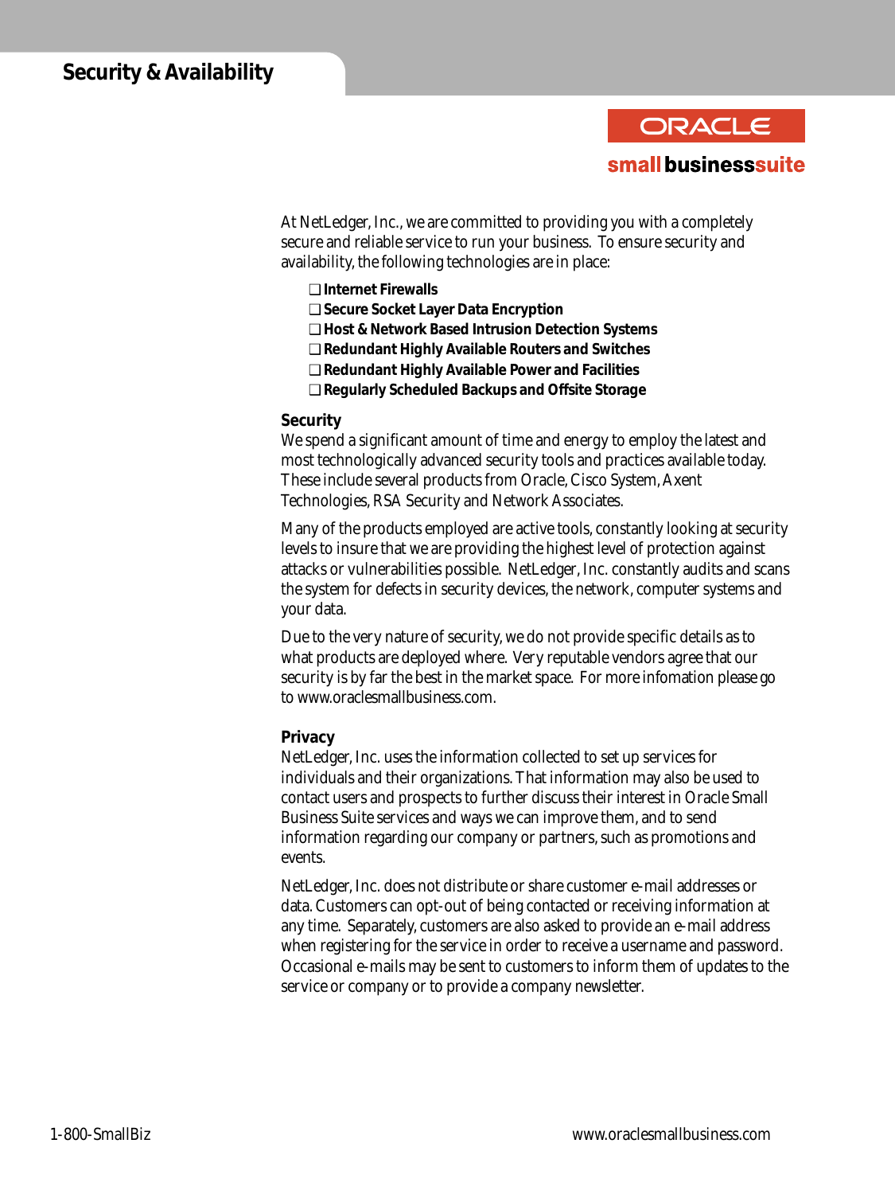# Security & Availability

ORACLE

small businesssuite

At NetLedger, Inc., we are committed to providing you with a completely secure and reliable service to run your business. To ensure security and availability, the following technologies are in place:

- **Internet Firewalls**
- **Secure Socket Layer Data Encryption**
- **Host & Network Based Intrusion Detection Systems**
- **Redundant Highly Available Routers and Switches**
- **Redundant Highly Available Power and Facilities**
- **Regularly Scheduled Backups and Offsite Storage**

## Security

We spend a significant amount of time and energy to employ the latest and most technologically advanced security tools and practices available today. These include several products from Oracle, Cisco System, Axent Technologies, RSA Security and Network Associates.

Many of the products employed are active tools, constantly looking at security levels to insure that we are providing the highest level of protection against attacks or vulnerabilities possible. NetLedger, Inc. constantly audits and scans the system for defects in security devices, the network, computer systems and your data.

Due to the very nature of security, we do not provide specific details as to what products are deployed where. Very reputable vendors agree that our security is by far the best in the market space. For more infomation please go to www.oraclesmallbusiness.com.

## Privacy

NetLedger, Inc. uses the information collected to set up services for individuals and their organizations. That information may also be used to contact users and prospects to further discuss their interest in Oracle Small Business Suite services and ways we can improve them, and to send information regarding our company or partners, such as promotions and events.

NetLedger, Inc. does not distribute or share customer e-mail addresses or data. Customers can opt-out of being contacted or receiving information at any time. Separately, customers are also asked to provide an e-mail address when registering for the service in order to receive a username and password. Occasional e-mails may be sent to customers to inform them of updates to the service or company or to provide a company newsletter.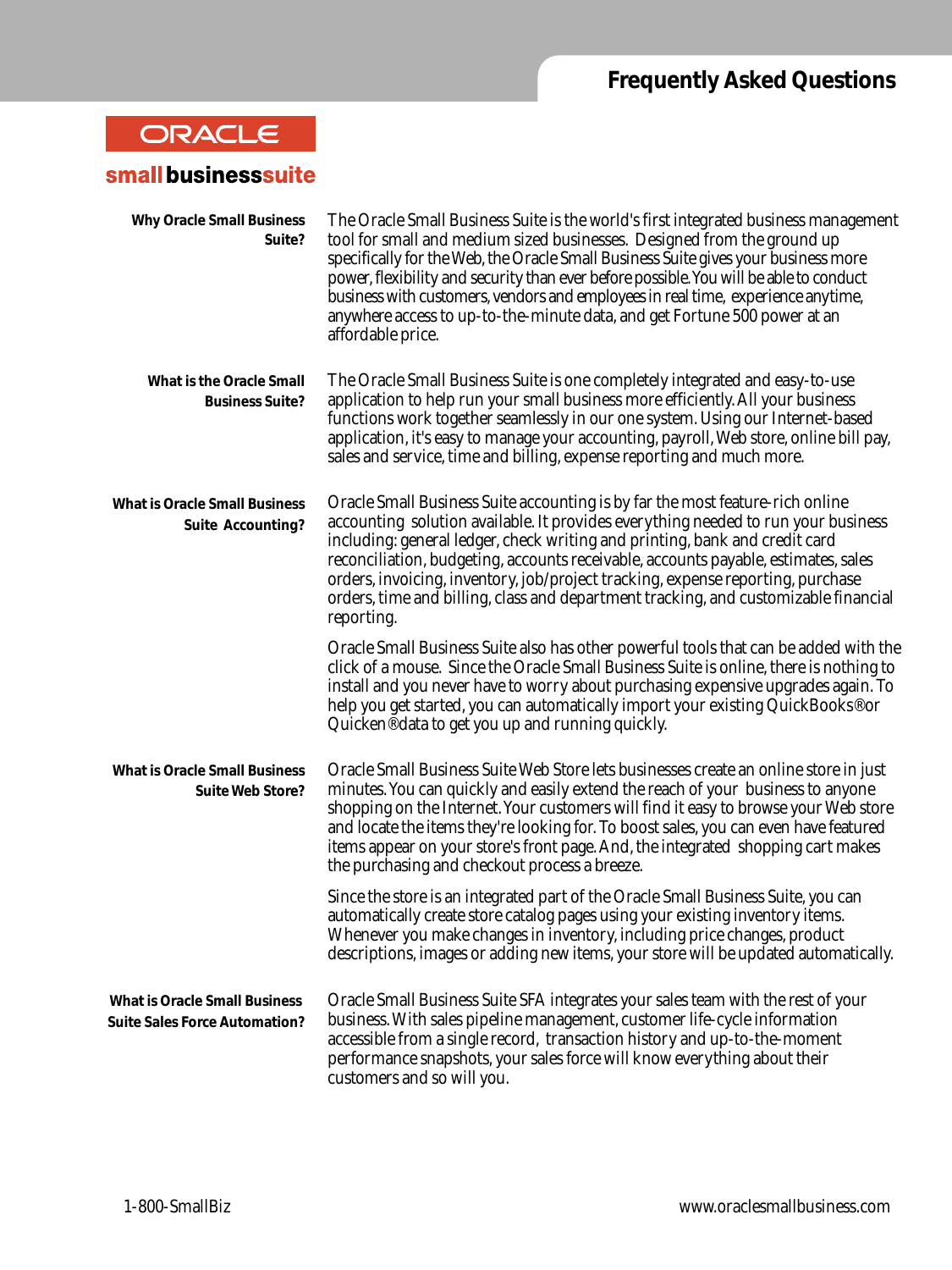# Frequently Asked Questions

ORACLE

small businesssuite

**Why Oracle Small Business Suite?**

The Oracle Small Business Suite is the world's first integrated business management tool for small and medium sized businesses. Designed from the ground up specifically for the Web, the Oracle Small Business Suite gives your business more power, flexibility and security than ever before possible. You will be able to conduct business with customers, vendors and employees in real time, experience anytime, anywhere access to up-to-the-minute data, and get Fortune 500 power at an affordable price.

**What is the Oracle Small Business Suite?**

The Oracle Small Business Suite is one completely integrated and easy-to-use application to help run your small business more efficiently. All your business functions work together seamlessly in our one system. Using our Internet-based application, it's easy to manage your accounting, payroll, Web store, online bill pay, sales and service, time and billing, expense reporting and much more.

**What is Oracle Small Business Suite Accounting?**

Oracle Small Business Suite accounting is by far the most feature-rich online accounting solution available. It provides everything needed to run your business including: general ledger, check writing and printing, bank and credit card reconciliation, budgeting, accounts receivable, accounts payable, estimates, sales orders, invoicing, inventory, job/project tracking, expense reporting, purchase orders, time and billing, class and department tracking, and customizable financial reporting.

Oracle Small Business Suite also has other powerful tools that can be added with the click of a mouse. Since the Oracle Small Business Suite is online, there is nothing to install and you never have to worry about purchasing expensive upgrades again. To help you get started, you can automatically import your existing QuickBooks® or Quicken® data to get you up and running quickly.

**What is Oracle Small Business Suite Web Store?**

Oracle Small Business Suite Web Store lets businesses create an online store in just minutes. You can quickly and easily extend the reach of your business to anyone shopping on the Internet. Your customers will find it easy to browse your Web store and locate the items they're looking for. To boost sales, you can even have featured items appear on your store's front page. And, the integrated shopping cart makes the purchasing and checkout process a breeze.

Since the store is an integrated part of the Oracle Small Business Suite, you can automatically create store catalog pages using your existing inventory items. Whenever you make changes in inventory, including price changes, product descriptions, images or adding new items, your store will be updated automatically.

**What is Oracle Small Business Suite Sales Force Automation?**

Oracle Small Business Suite SFA integrates your sales team with the rest of your business. With sales pipeline management, customer life-cycle information accessible from a single record, transaction history and up-to-the-moment performance snapshots, your sales force will know everything about their customers and so will you.

1-800-SmallBiz

www.oraclesmallbusiness.com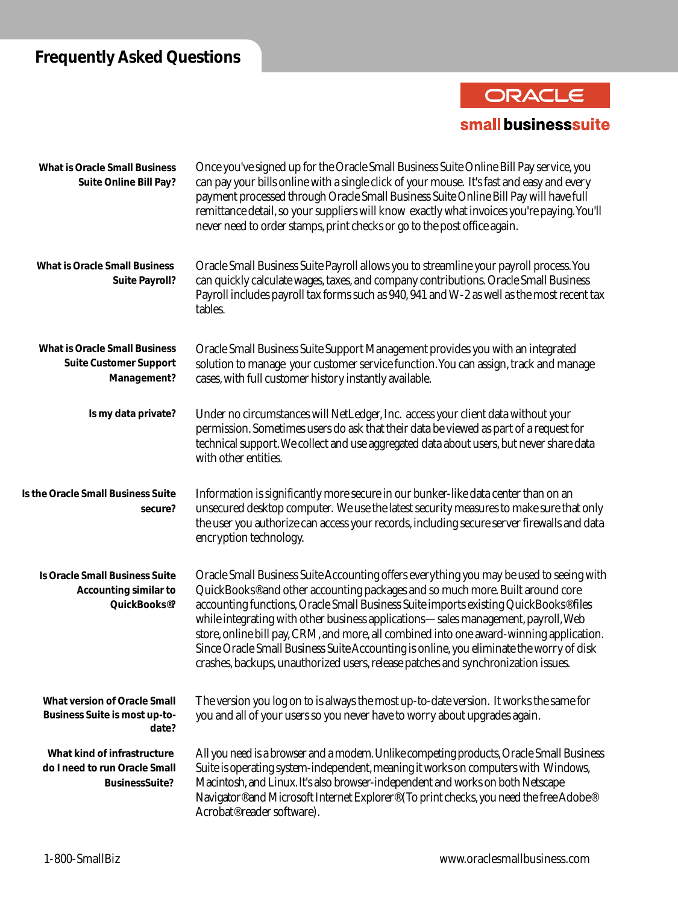# Frequently Asked Questions

ORACLE

small businesssuite

**What is Oracle Small Business Suite Online Bill Pay?**

Once you've signed up for the Oracle Small Business Suite Online Bill Pay service, you can pay your bills online with a single click of your mouse. It's fast and easy and every payment processed through Oracle Small Business Suite Online Bill Pay will have full remittance detail, so your suppliers will know exactly what invoices you're paying. You'll never need to order stamps, print checks or go to the post office again.

**What is Oracle Small Business Suite Payroll?**

Oracle Small Business Suite Payroll allows you to streamline your payroll process. You can quickly calculate wages, taxes, and company contributions. Oracle Small Business Payroll includes payroll tax forms such as 940, 941 and W-2 as well as the most recent tax tables.

**What is Oracle Small Business Suite Customer Support Management?**

Oracle Small Business Suite Support Management provides you with an integrated solution to manage your customer service function. You can assign, track and manage cases, with full customer history instantly available.

**Is my data private?**

Under no circumstances will NetLedger, Inc. access your client data without your permission. Sometimes users do ask that their data be viewed as part of a request for technical support. We collect and use aggregated data about users, but never share data with other entities.

**Is the Oracle Small Business Suite secure?**

Information is significantly more secure in our bunker-like data center than on an unsecured desktop computer. We use the latest security measures to make sure that only the user you authorize can access your records, including secure server firewalls and data encryption technology.

**Is Oracle Small Business Suite Accounting similar to QuickBooks®?**

Oracle Small Business Suite Accounting offers everything you may be used to seeing with QuickBooks® and other accounting packages and so much more. Built around core accounting functions, Oracle Small Business Suite imports existing QuickBooks® files while integrating with other business applications—sales management, payroll, Web store, online bill pay, CRM, and more, all combined into one award-winning application. Since Oracle Small Business Suite Accounting is online, you eliminate the worry of disk crashes, backups, unauthorized users, release patches and synchronization issues.

**What version of Oracle Small Business Suite is most up-to-date?**

The version you log on to is always the most up-to-date version. It works the same for you and all of your users so you never have to worry about upgrades again.

**What kind of infrastructure do I need to run Oracle Small BusinessSuite?**

All you need is a browser and a modem. Unlike competing products, Oracle Small Business Suite is operating system-independent, meaning it works on computers with Windows, Macintosh, and Linux. It's also browser-independent and works on both Netscape Navigator® and Microsoft Internet Explorer®. (To print checks, you need the free Adobe® Acrobat® reader software).

1-800-SmallBiz www.oraclesmallbusiness.com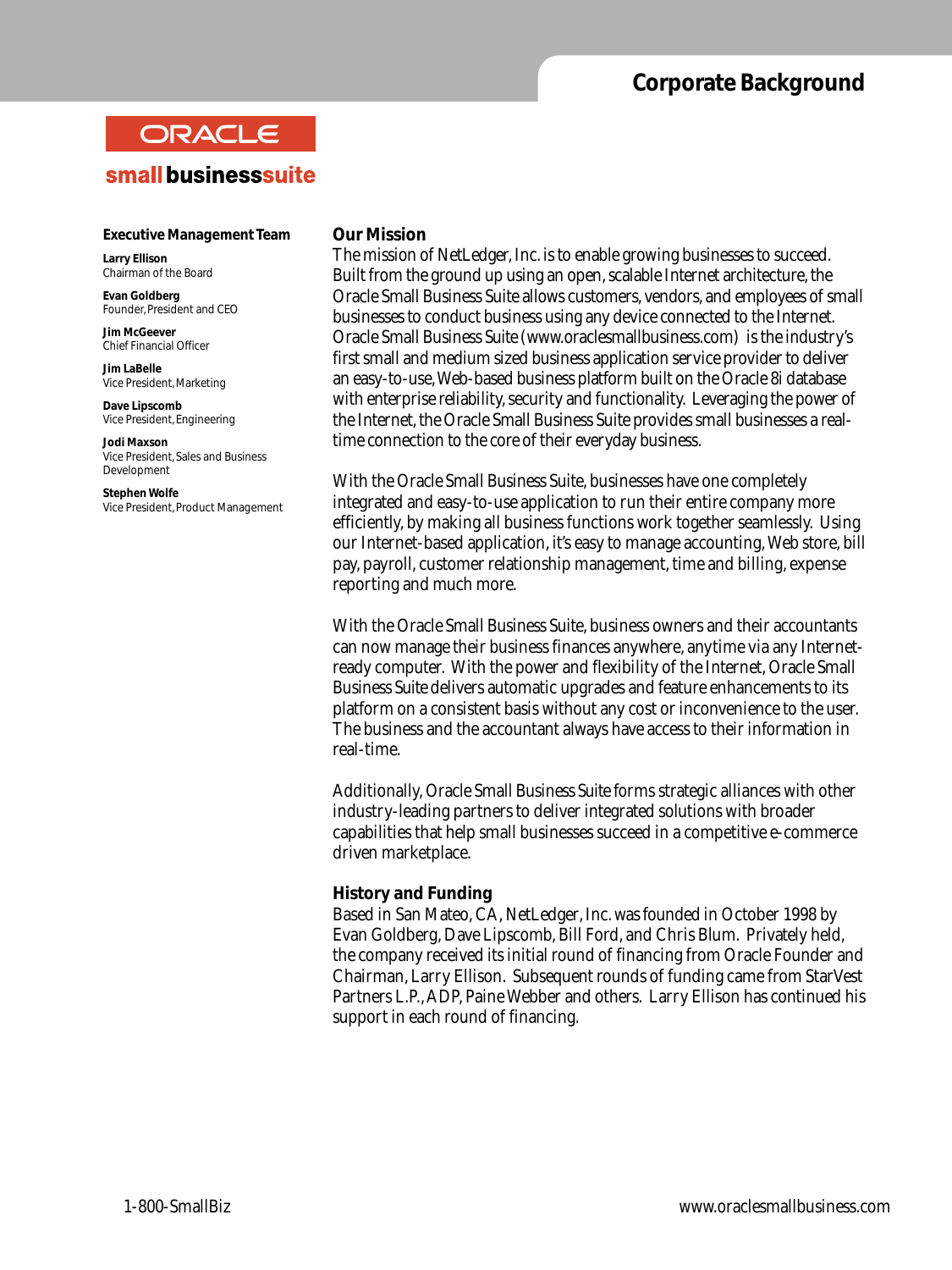# Corporate Background

ORACLE

small businesssuite

### Executive Management Team

**Larry Ellison**
Chairman of the Board

**Evan Goldberg**
Founder, President and CEO

**Jim McGeever**
Chief Financial Officer

**Jim LaBelle**
Vice President, Marketing

**Dave Lipscomb**
Vice President, Engineering

**Jodi Maxson**
Vice President, Sales and Business Development

**Stephen Wolfe**
Vice President, Product Management

## Our Mission

The mission of NetLedger, Inc. is to enable growing businesses to succeed. Built from the ground up using an open, scalable Internet architecture, the Oracle Small Business Suite allows customers, vendors, and employees of small businesses to conduct business using any device connected to the Internet. Oracle Small Business Suite (www.oraclesmallbusiness.com) is the industry's first small and medium sized business application service provider to deliver an easy-to-use, Web-based business platform built on the Oracle 8i database with enterprise reliability, security and functionality. Leveraging the power of the Internet, the Oracle Small Business Suite provides small businesses a real-time connection to the core of their everyday business.

With the Oracle Small Business Suite, businesses have one completely integrated and easy-to-use application to run their entire company more efficiently, by making all business functions work together seamlessly. Using our Internet-based application, it's easy to manage accounting, Web store, bill pay, payroll, customer relationship management, time and billing, expense reporting and much more.

With the Oracle Small Business Suite, business owners and their accountants can now manage their business finances anywhere, anytime via any Internet-ready computer. With the power and flexibility of the Internet, Oracle Small Business Suite delivers automatic upgrades and feature enhancements to its platform on a consistent basis without any cost or inconvenience to the user. The business and the accountant always have access to their information in real-time.

Additionally, Oracle Small Business Suite forms strategic alliances with other industry-leading partners to deliver integrated solutions with broader capabilities that help small businesses succeed in a competitive e-commerce driven marketplace.

## History and Funding

Based in San Mateo, CA, NetLedger, Inc. was founded in October 1998 by Evan Goldberg, Dave Lipscomb, Bill Ford, and Chris Blum. Privately held, the company received its initial round of financing from Oracle Founder and Chairman, Larry Ellison. Subsequent rounds of funding came from StarVest Partners L.P., ADP, PaineWebber and others. Larry Ellison has continued his support in each round of financing.

1-800-SmallBiz

www.oraclesmallbusiness.com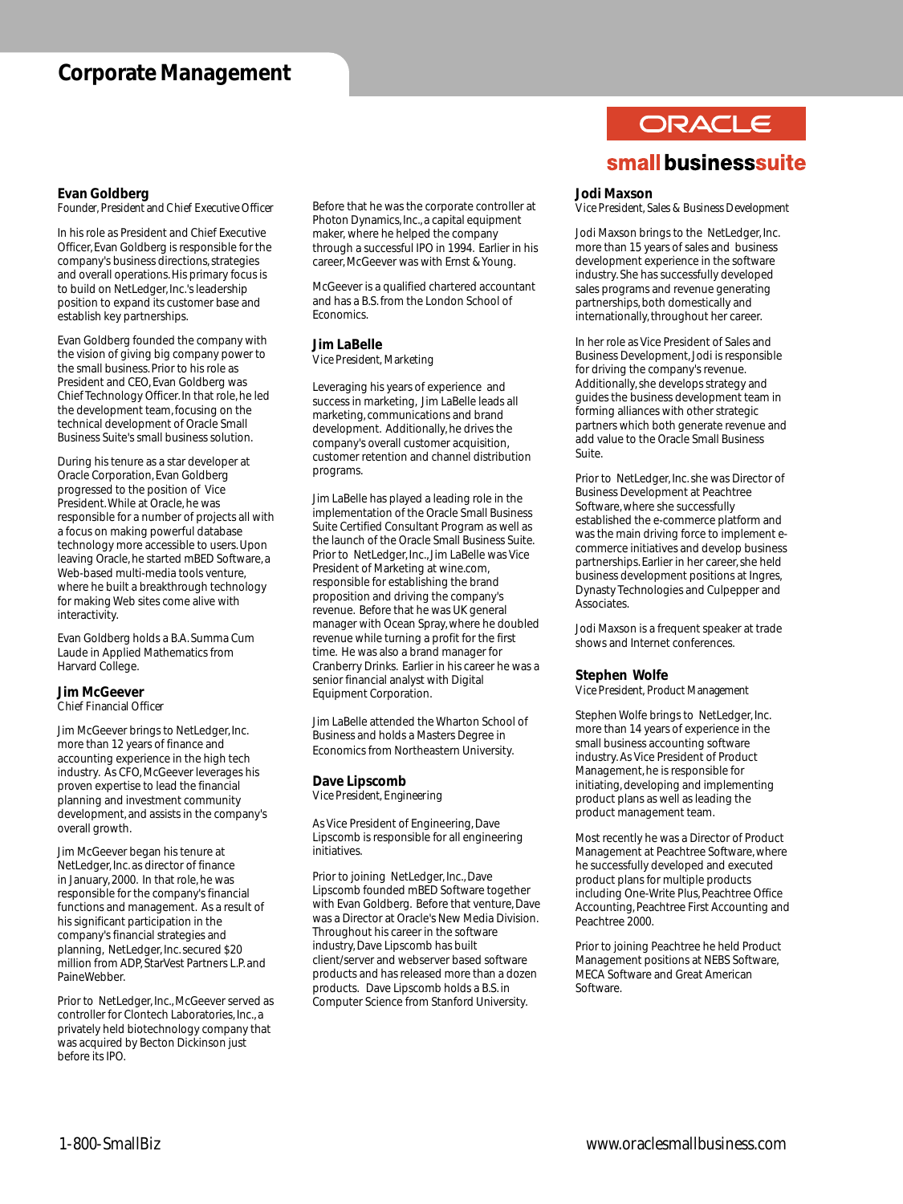# Corporate Management

ORACLE

small businesssuite

### Evan Goldberg

*Founder, President and Chief Executive Officer*

In his role as President and Chief Executive Officer, Evan Goldberg is responsible for the company's business directions, strategies and overall operations. His primary focus is to build on NetLedger, Inc.'s leadership position to expand its customer base and establish key partnerships.

Evan Goldberg founded the company with the vision of giving big company power to the small business. Prior to his role as President and CEO, Evan Goldberg was Chief Technology Officer. In that role, he led the development team, focusing on the technical development of Oracle Small Business Suite's small business solution.

During his tenure as a star developer at Oracle Corporation, Evan Goldberg progressed to the position of Vice President. While at Oracle, he was responsible for a number of projects all with a focus on making powerful database technology more accessible to users. Upon leaving Oracle, he started mBED Software, a Web-based multi-media tools venture, where he built a breakthrough technology for making Web sites come alive with interactivity.

Evan Goldberg holds a B.A. Summa Cum Laude in Applied Mathematics from Harvard College.

### Jim McGeever

*Chief Financial Officer*

Jim McGeever brings to NetLedger, Inc. more than 12 years of finance and accounting experience in the high tech industry. As CFO, McGeever leverages his proven expertise to lead the financial planning and investment community development, and assists in the company's overall growth.

Jim McGeever began his tenure at NetLedger, Inc. as director of finance in January, 2000. In that role, he was responsible for the company's financial functions and management. As a result of his significant participation in the company's financial strategies and planning, NetLedger, Inc. secured $20 million from ADP, StarVest Partners L.P. and PaineWebber.

Prior to NetLedger, Inc., McGeever served as controller for Clontech Laboratories, Inc., a privately held biotechnology company that was acquired by Becton Dickinson just before its IPO.

Before that he was the corporate controller at Photon Dynamics, Inc., a capital equipment maker, where he helped the company through a successful IPO in 1994. Earlier in his career, McGeever was with Ernst & Young.

McGeever is a qualified chartered accountant and has a B.S. from the London School of Economics.

### Jim LaBelle

*Vice President, Marketing*

Leveraging his years of experience and success in marketing, Jim LaBelle leads all marketing, communications and brand development. Additionally, he drives the company's overall customer acquisition, customer retention and channel distribution programs.

Jim LaBelle has played a leading role in the implementation of the Oracle Small Business Suite Certified Consultant Program as well as the launch of the Oracle Small Business Suite. Prior to NetLedger, Inc., Jim LaBelle was Vice President of Marketing at wine.com, responsible for establishing the brand proposition and driving the company's revenue. Before that he was UK general manager with Ocean Spray, where he doubled revenue while turning a profit for the first time. He was also a brand manager for Cranberry Drinks. Earlier in his career he was a senior financial analyst with Digital Equipment Corporation.

Jim LaBelle attended the Wharton School of Business and holds a Masters Degree in Economics from Northeastern University.

### Dave Lipscomb

*Vice President, Engineering*

As Vice President of Engineering, Dave Lipscomb is responsible for all engineering initiatives.

Prior to joining NetLedger, Inc., Dave Lipscomb founded mBED Software together with Evan Goldberg. Before that venture, Dave was a Director at Oracle's New Media Division. Throughout his career in the software industry, Dave Lipscomb has built client/server and webserver based software products and has released more than a dozen products. Dave Lipscomb holds a B.S. in Computer Science from Stanford University.

### Jodi Maxson

*Vice President, Sales & Business Development*

Jodi Maxson brings to the NetLedger, Inc. more than 15 years of sales and business development experience in the software industry. She has successfully developed sales programs and revenue generating partnerships, both domestically and internationally, throughout her career.

In her role as Vice President of Sales and Business Development, Jodi is responsible for driving the company's revenue. Additionally, she develops strategy and guides the business development team in forming alliances with other strategic partners which both generate revenue and add value to the Oracle Small Business Suite.

Prior to NetLedger, Inc. she was Director of Business Development at Peachtree Software, where she successfully established the e-commerce platform and was the main driving force to implement e-commerce initiatives and develop business partnerships. Earlier in her career, she held business development positions at Ingres, Dynasty Technologies and Culpepper and Associates.

Jodi Maxson is a frequent speaker at trade shows and Internet conferences.

### Stephen Wolfe

*Vice President, Product Management*

Stephen Wolfe brings to NetLedger, Inc. more than 14 years of experience in the small business accounting software industry. As Vice President of Product Management, he is responsible for initiating, developing and implementing product plans as well as leading the product management team.

Most recently he was a Director of Product Management at Peachtree Software, where he successfully developed and executed product plans for multiple products including One-Write Plus, Peachtree Office Accounting, Peachtree First Accounting and Peachtree 2000.

Prior to joining Peachtree he held Product Management positions at NEBS Software, MECA Software and Great American Software.

1-800-SmallBiz

www.oraclesmallbusiness.com